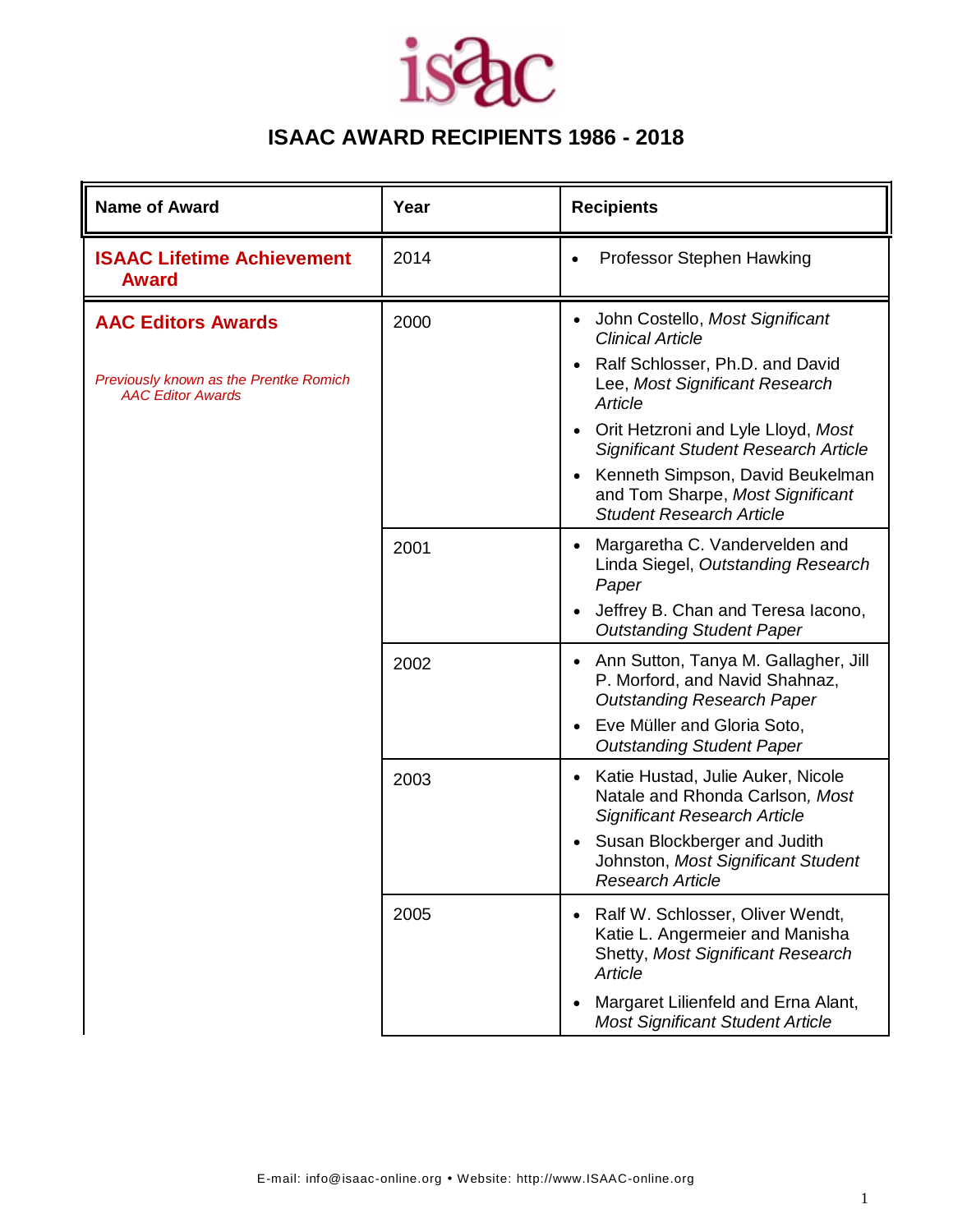# ISAAC AWARD RECIPIENTS 1986 - 2018

| Name of Award | Year | Recipients |
|---|---|---|
| **ISAAC Lifetime Achievement Award** | 2014 | • Professor Stephen Hawking |
| **AAC Editors Awards**<br><br>*Previously known as the Prentke Romich AAC Editor Awards* | 2000 | • John Costello, *Most Significant Clinical Article*<br>• Ralf Schlosser, Ph.D. and David Lee, *Most Significant Research Article*<br>• Orit Hetzroni and Lyle Lloyd, *Most Significant Student Research Article*<br>• Kenneth Simpson, David Beukelman and Tom Sharpe, *Most Significant Student Research Article* |
| | 2001 | • Margaretha C. Vandervelden and Linda Siegel, *Outstanding Research Paper*<br>• Jeffrey B. Chan and Teresa Iacono, *Outstanding Student Paper* |
| | 2002 | • Ann Sutton, Tanya M. Gallagher, Jill P. Morford, and Navid Shahnaz, *Outstanding Research Paper*<br>• Eve Müller and Gloria Soto, *Outstanding Student Paper* |
| | 2003 | • Katie Hustad, Julie Auker, Nicole Natale and Rhonda Carlson, *Most Significant Research Article*<br>• Susan Blockberger and Judith Johnston, *Most Significant Student Research Article* |
| | 2005 | • Ralf W. Schlosser, Oliver Wendt, Katie L. Angermeier and Manisha Shetty, *Most Significant Research Article*<br>• Margaret Lilienfeld and Erna Alant, *Most Significant Student Article* |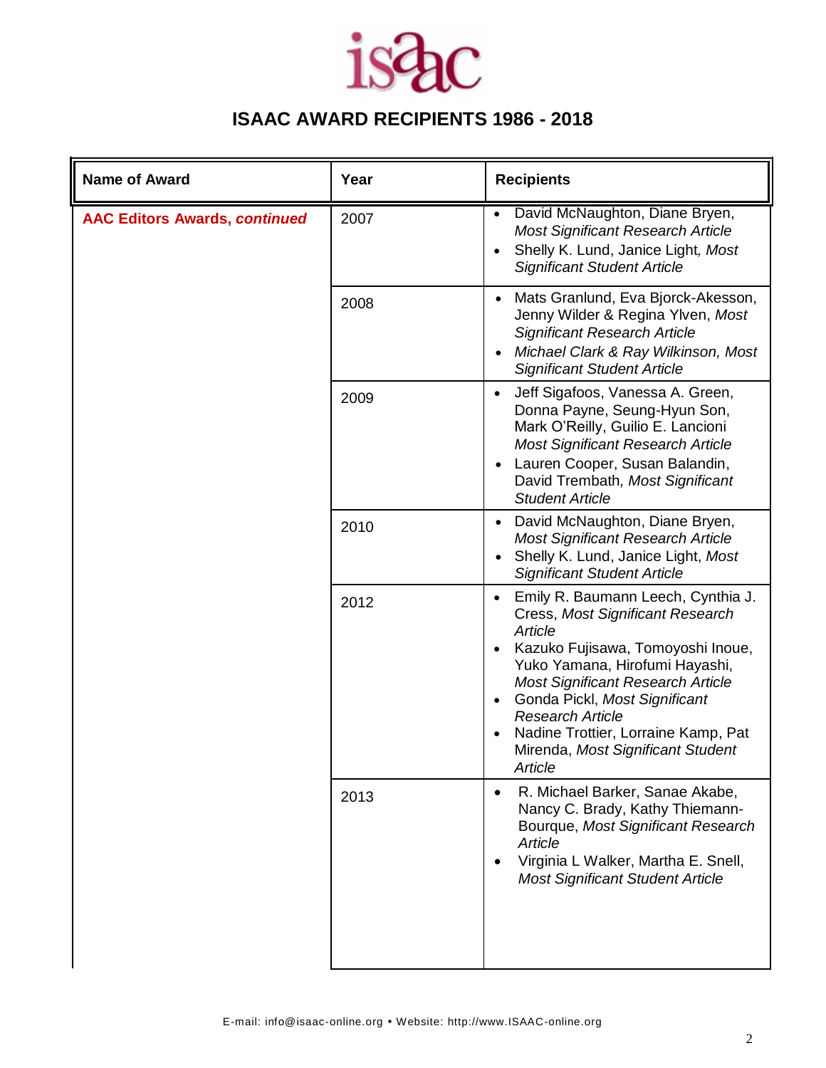# ISAAC AWARD RECIPIENTS 1986 - 2018

| Name of Award | Year | Recipients |
|---|---|---|
| **AAC Editors Awards, *continued*** | 2007 | • David McNaughton, Diane Bryen, *Most Significant Research Article*<br>• Shelly K. Lund, Janice Light, *Most Significant Student Article* |
| | 2008 | • Mats Granlund, Eva Bjorck-Akesson, Jenny Wilder & Regina Ylven, *Most Significant Research Article*<br>• *Michael Clark & Ray Wilkinson, Most Significant Student Article* |
| | 2009 | • Jeff Sigafoos, Vanessa A. Green, Donna Payne, Seung-Hyun Son, Mark O'Reilly, Guilio E. Lancioni *Most Significant Research Article*<br>• Lauren Cooper, Susan Balandin, David Trembath, *Most Significant Student Article* |
| | 2010 | • David McNaughton, Diane Bryen, *Most Significant Research Article*<br>• Shelly K. Lund, Janice Light, *Most Significant Student Article* |
| | 2012 | • Emily R. Baumann Leech, Cynthia J. Cress, *Most Significant Research Article*<br>• Kazuko Fujisawa, Tomoyoshi Inoue, Yuko Yamana, Hirofumi Hayashi, *Most Significant Research Article*<br>• Gonda Pickl, *Most Significant Research Article*<br>• Nadine Trottier, Lorraine Kamp, Pat Mirenda, *Most Significant Student Article* |
| | 2013 | • R. Michael Barker, Sanae Akabe, Nancy C. Brady, Kathy Thiemann-Bourque, *Most Significant Research Article*<br>• Virginia L Walker, Martha E. Snell, *Most Significant Student Article* |

E-mail: info@isaac-online.org • Website: http://www.ISAAC-online.org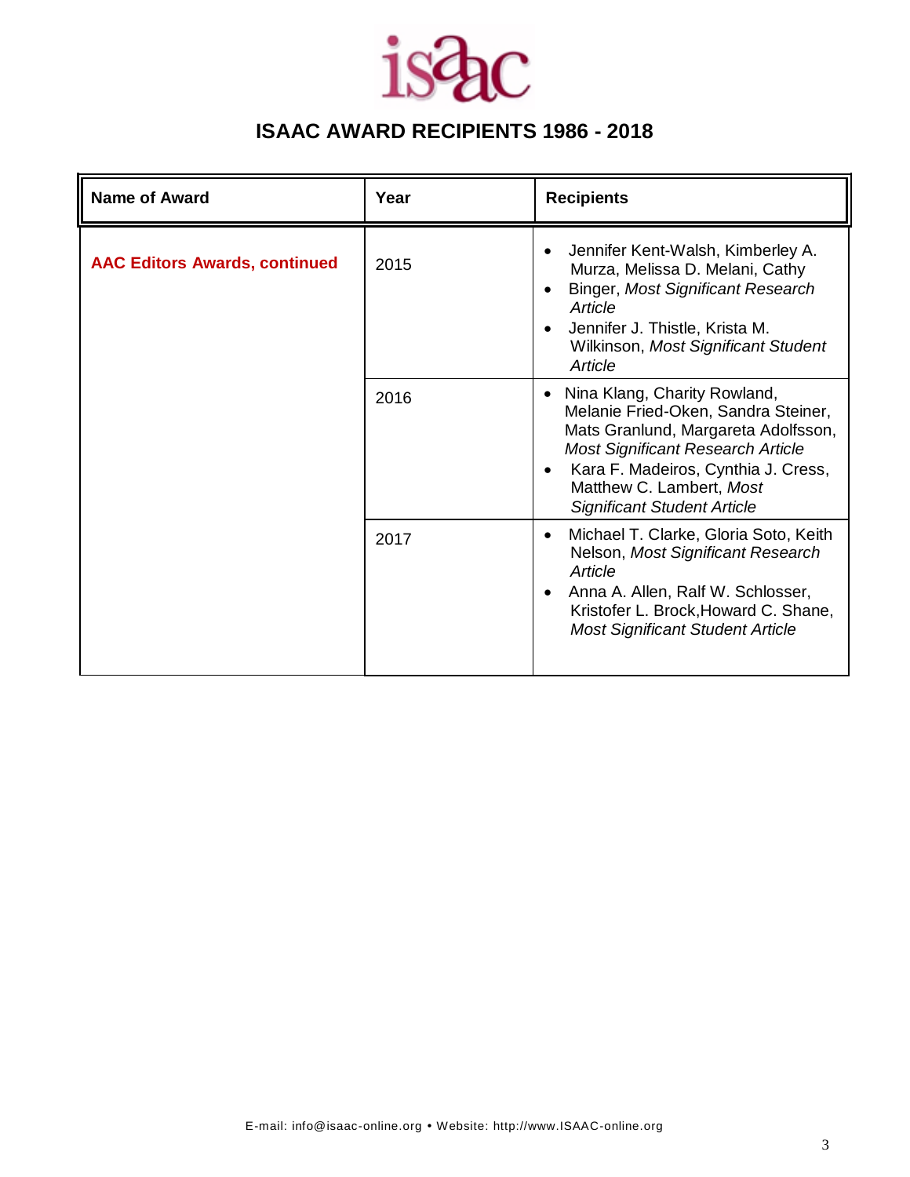# ISAAC AWARD RECIPIENTS 1986 - 2018

| Name of Award | Year | Recipients |
|---|---|---|
| **AAC Editors Awards, continued** | 2015 | • Jennifer Kent-Walsh, Kimberley A. Murza, Melissa D. Melani, Cathy Binger, *Most Significant Research Article*<br>• Jennifer J. Thistle, Krista M. Wilkinson, *Most Significant Student Article* |
| | 2016 | • Nina Klang, Charity Rowland, Melanie Fried-Oken, Sandra Steiner, Mats Granlund, Margareta Adolfsson, *Most Significant Research Article*<br>• Kara F. Madeiros, Cynthia J. Cress, Matthew C. Lambert, *Most Significant Student Article* |
| | 2017 | • Michael T. Clarke, Gloria Soto, Keith Nelson, *Most Significant Research Article*<br>• Anna A. Allen, Ralf W. Schlosser, Kristofer L. Brock,Howard C. Shane, *Most Significant Student Article* |

E-mail: info@isaac-online.org • Website: http://www.ISAAC-online.org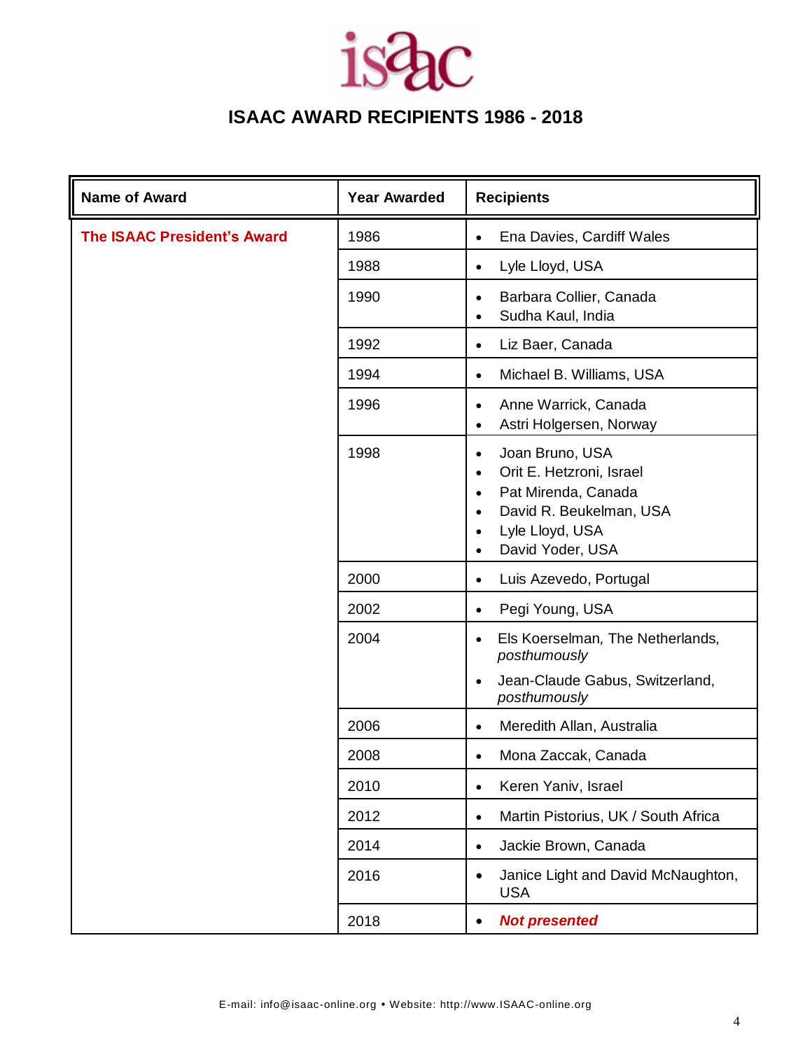# ISAAC AWARD RECIPIENTS 1986 - 2018

| Name of Award | Year Awarded | Recipients |
| --- | --- | --- |
| **The ISAAC President's Award** | 1986 | • Ena Davies, Cardiff Wales |
| | 1988 | • Lyle Lloyd, USA |
| | 1990 | • Barbara Collier, Canada<br>• Sudha Kaul, India |
| | 1992 | • Liz Baer, Canada |
| | 1994 | • Michael B. Williams, USA |
| | 1996 | • Anne Warrick, Canada<br>• Astri Holgersen, Norway |
| | 1998 | • Joan Bruno, USA<br>• Orit E. Hetzroni, Israel<br>• Pat Mirenda, Canada<br>• David R. Beukelman, USA<br>• Lyle Lloyd, USA<br>• David Yoder, USA |
| | 2000 | • Luis Azevedo, Portugal |
| | 2002 | • Pegi Young, USA |
| | 2004 | • Els Koerselman, The Netherlands, *posthumously*<br>• Jean-Claude Gabus, Switzerland, *posthumously* |
| | 2006 | • Meredith Allan, Australia |
| | 2008 | • Mona Zaccak, Canada |
| | 2010 | • Keren Yaniv, Israel |
| | 2012 | • Martin Pistorius, UK / South Africa |
| | 2014 | • Jackie Brown, Canada |
| | 2016 | • Janice Light and David McNaughton, USA |
| | 2018 | • ***Not presented*** |

E-mail: info@isaac-online.org • Website: http://www.ISAAC-online.org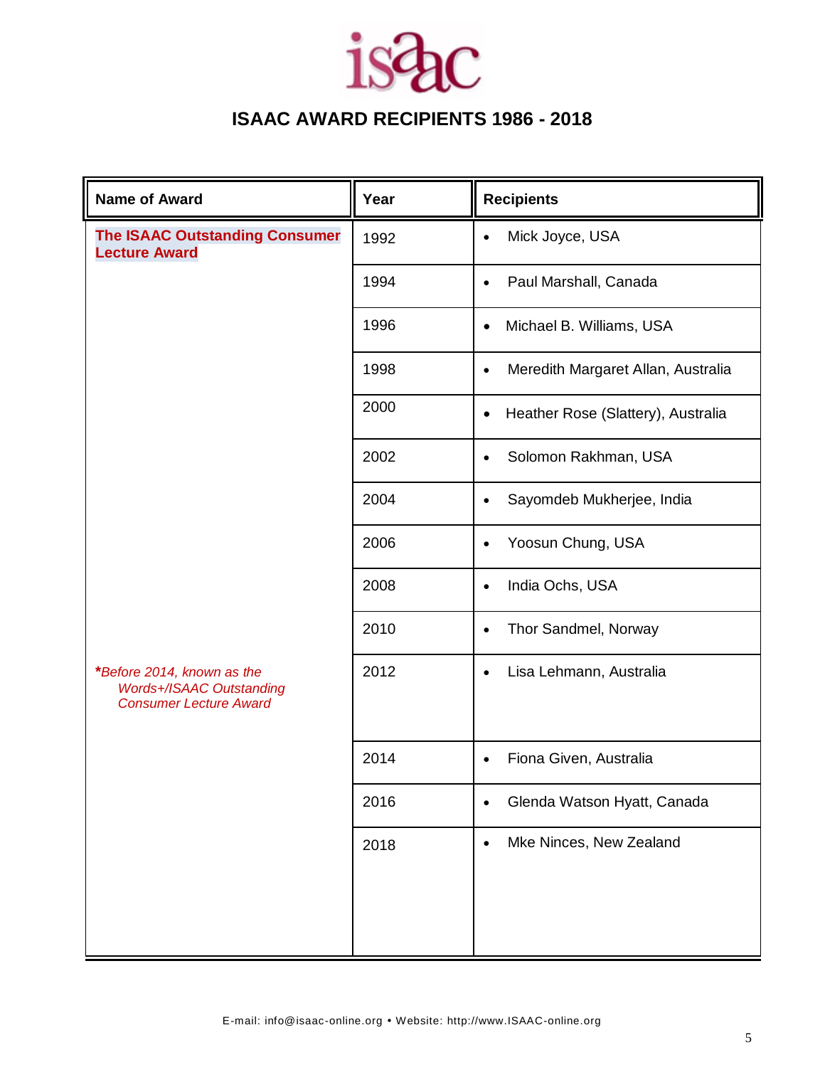# ISAAC AWARD RECIPIENTS 1986 - 2018

| Name of Award | Year | Recipients |
| --- | --- | --- |
| **The ISAAC Outstanding Consumer Lecture Award** | 1992 | • Mick Joyce, USA |
| | 1994 | • Paul Marshall, Canada |
| | 1996 | • Michael B. Williams, USA |
| | 1998 | • Meredith Margaret Allan, Australia |
| | 2000 | • Heather Rose (Slattery), Australia |
| | 2002 | • Solomon Rakhman, USA |
| | 2004 | • Sayomdeb Mukherjee, India |
| | 2006 | • Yoosun Chung, USA |
| | 2008 | • India Ochs, USA |
| | 2010 | • Thor Sandmel, Norway |
| ***Before 2014, known as the Words+/ISAAC Outstanding Consumer Lecture Award*** | 2012 | • Lisa Lehmann, Australia |
| | 2014 | • Fiona Given, Australia |
| | 2016 | • Glenda Watson Hyatt, Canada |
| | 2018 | • Mke Ninces, New Zealand |

E-mail: info@isaac-online.org • Website: http://www.ISAAC-online.org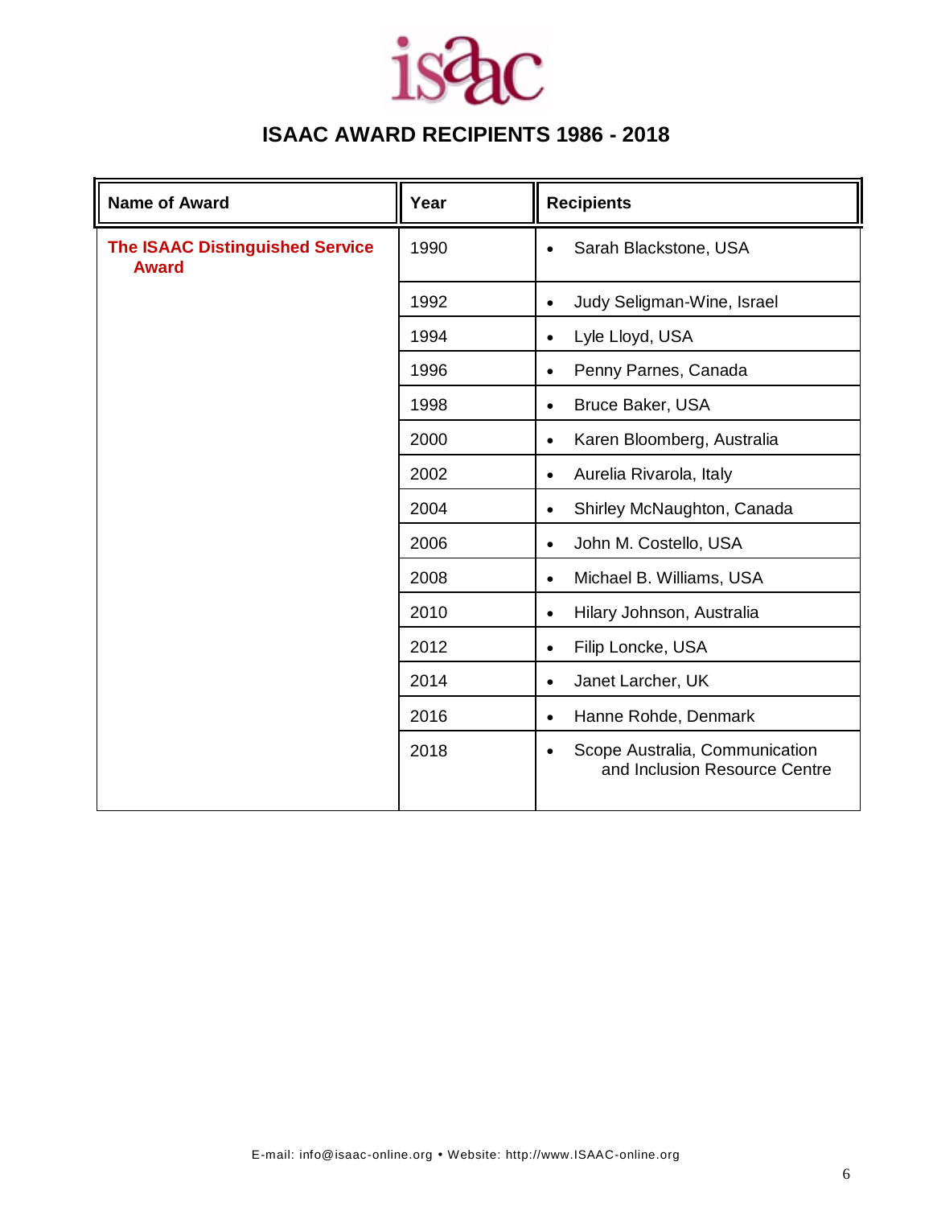# ISAAC AWARD RECIPIENTS 1986 - 2018

| Name of Award | Year | Recipients |
|---|---|---|
| **The ISAAC Distinguished Service Award** | 1990 | • Sarah Blackstone, USA |
| | 1992 | • Judy Seligman-Wine, Israel |
| | 1994 | • Lyle Lloyd, USA |
| | 1996 | • Penny Parnes, Canada |
| | 1998 | • Bruce Baker, USA |
| | 2000 | • Karen Bloomberg, Australia |
| | 2002 | • Aurelia Rivarola, Italy |
| | 2004 | • Shirley McNaughton, Canada |
| | 2006 | • John M. Costello, USA |
| | 2008 | • Michael B. Williams, USA |
| | 2010 | • Hilary Johnson, Australia |
| | 2012 | • Filip Loncke, USA |
| | 2014 | • Janet Larcher, UK |
| | 2016 | • Hanne Rohde, Denmark |
| | 2018 | • Scope Australia, Communication and Inclusion Resource Centre |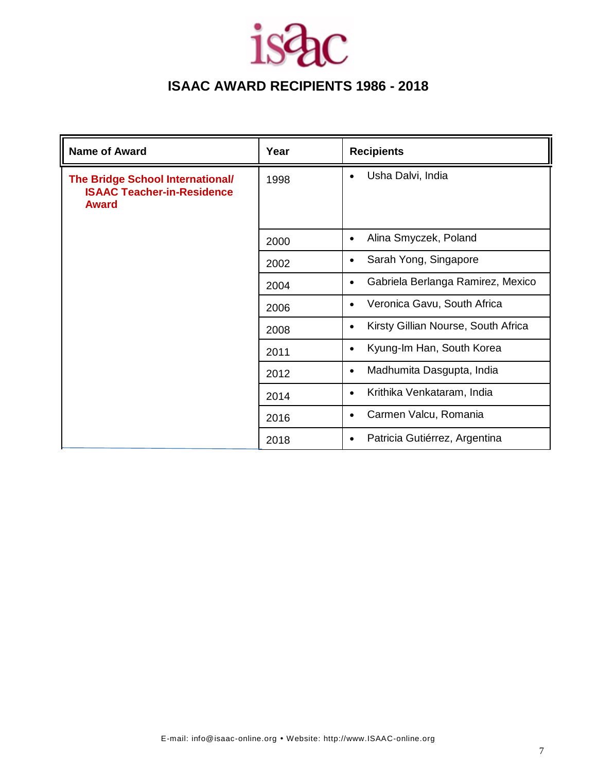# ISAAC AWARD RECIPIENTS 1986 - 2018

| Name of Award | Year | Recipients |
|---|---|---|
| **The Bridge School International/ ISAAC Teacher-in-Residence Award** | 1998 | • Usha Dalvi, India |
| | 2000 | • Alina Smyczek, Poland |
| | 2002 | • Sarah Yong, Singapore |
| | 2004 | • Gabriela Berlanga Ramirez, Mexico |
| | 2006 | • Veronica Gavu, South Africa |
| | 2008 | • Kirsty Gillian Nourse, South Africa |
| | 2011 | • Kyung-Im Han, South Korea |
| | 2012 | • Madhumita Dasgupta, India |
| | 2014 | • Krithika Venkataram, India |
| | 2016 | • Carmen Valcu, Romania |
| | 2018 | • Patricia Gutiérrez, Argentina |

E-mail: info@isaac-online.org • Website: http://www.ISAAC-online.org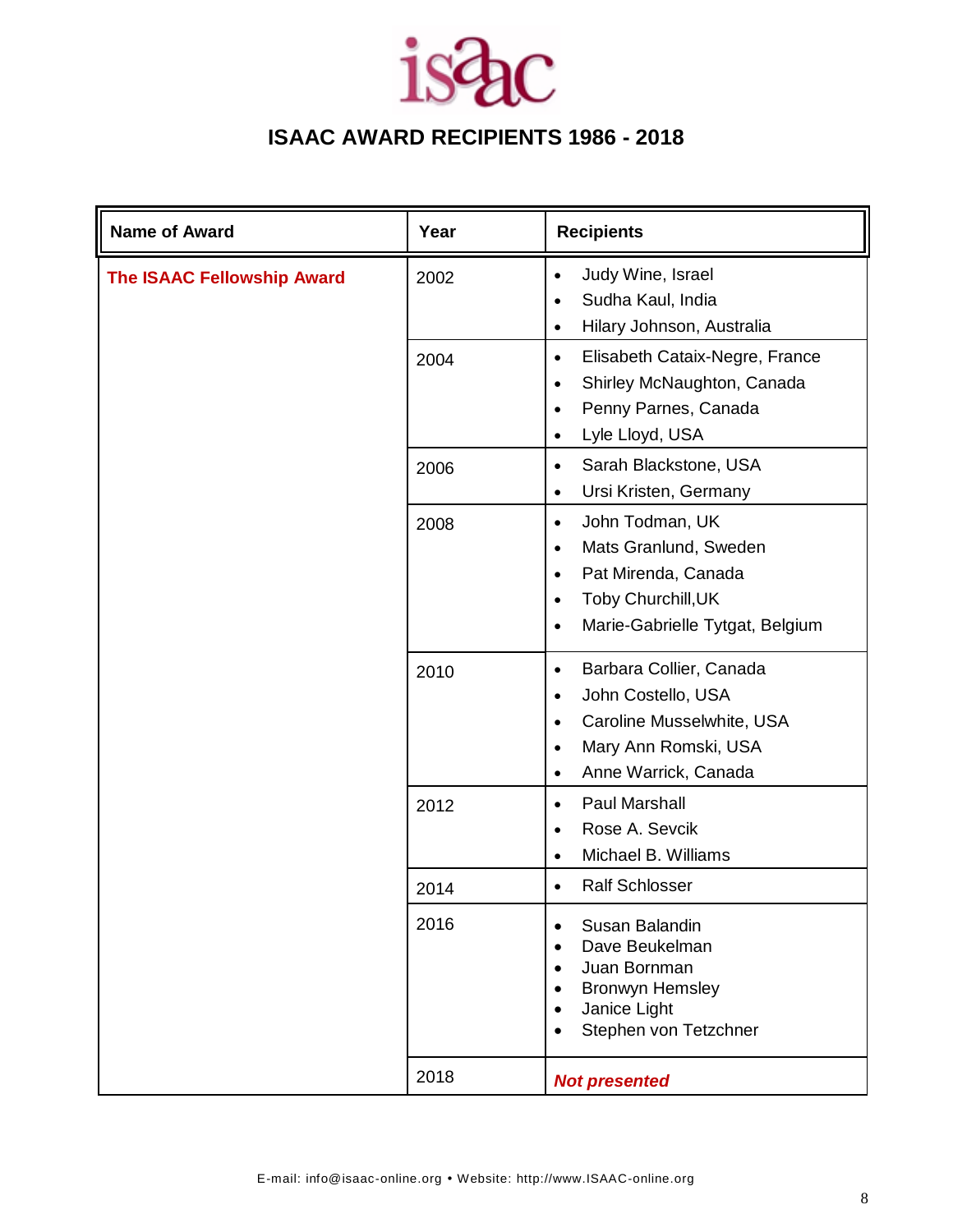# ISAAC AWARD RECIPIENTS 1986 - 2018

| Name of Award | Year | Recipients |
|---|---|---|
| **The ISAAC Fellowship Award** | 2002 | • Judy Wine, Israel<br>• Sudha Kaul, India<br>• Hilary Johnson, Australia |
| | 2004 | • Elisabeth Cataix-Negre, France<br>• Shirley McNaughton, Canada<br>• Penny Parnes, Canada<br>• Lyle Lloyd, USA |
| | 2006 | • Sarah Blackstone, USA<br>• Ursi Kristen, Germany |
| | 2008 | • John Todman, UK<br>• Mats Granlund, Sweden<br>• Pat Mirenda, Canada<br>• Toby Churchill,UK<br>• Marie-Gabrielle Tytgat, Belgium |
| | 2010 | • Barbara Collier, Canada<br>• John Costello, USA<br>• Caroline Musselwhite, USA<br>• Mary Ann Romski, USA<br>• Anne Warrick, Canada |
| | 2012 | • Paul Marshall<br>• Rose A. Sevcik<br>• Michael B. Williams |
| | 2014 | • Ralf Schlosser |
| | 2016 | • Susan Balandin<br>• Dave Beukelman<br>• Juan Bornman<br>• Bronwyn Hemsley<br>• Janice Light<br>• Stephen von Tetzchner |
| | 2018 | ***Not presented*** |

E-mail: info@isaac-online.org • Website: http://www.ISAAC-online.org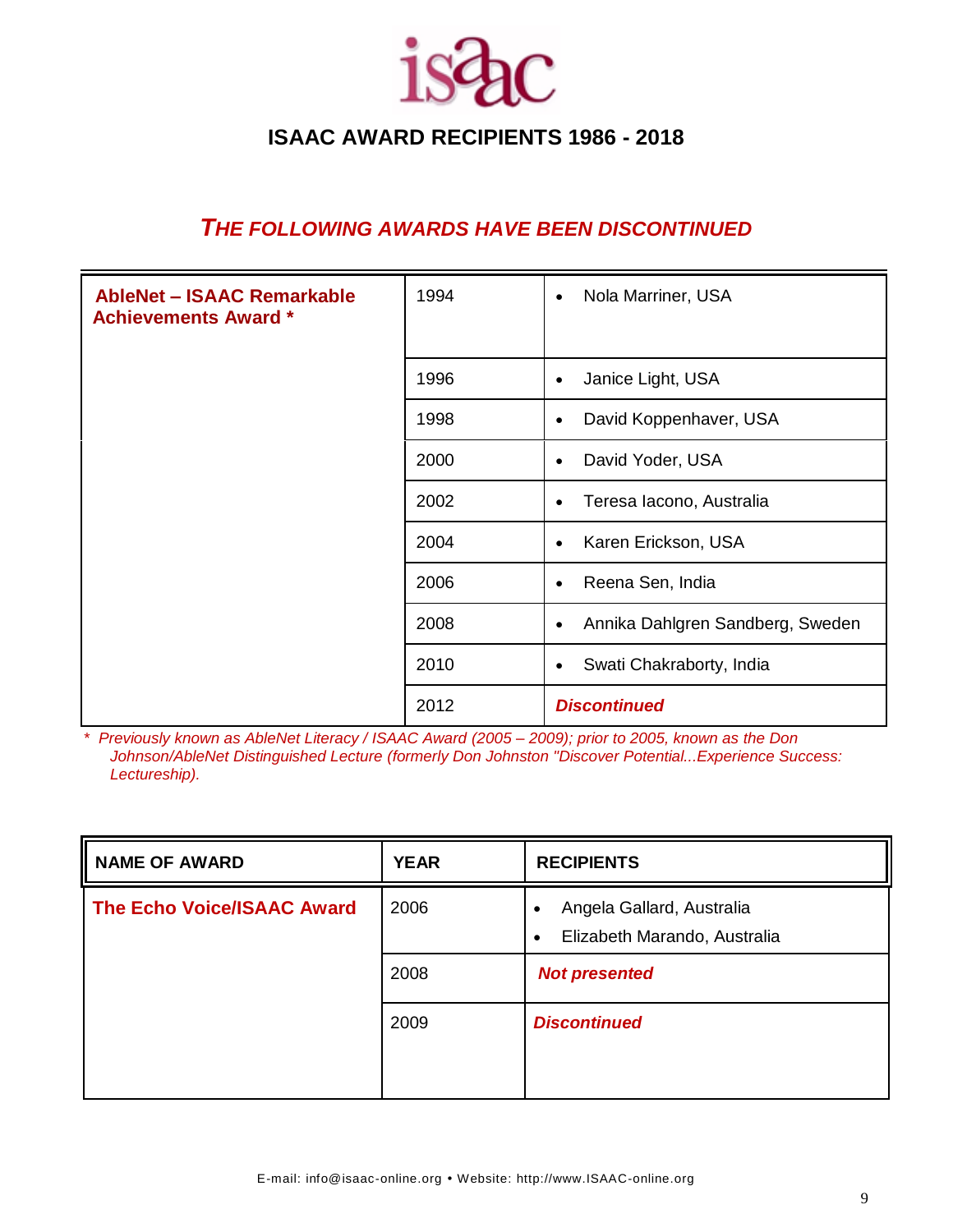# ISAAC AWARD RECIPIENTS 1986 - 2018

## *THE FOLLOWING AWARDS HAVE BEEN DISCONTINUED*

| **AbleNet – ISAAC Remarkable Achievements Award *** | | |
|---|---|---|
| | 1994 | • Nola Marriner, USA |
| | 1996 | • Janice Light, USA |
| | 1998 | • David Koppenhaver, USA |
| | 2000 | • David Yoder, USA |
| | 2002 | • Teresa Iacono, Australia |
| | 2004 | • Karen Erickson, USA |
| | 2006 | • Reena Sen, India |
| | 2008 | • Annika Dahlgren Sandberg, Sweden |
| | 2010 | • Swati Chakraborty, India |
| | 2012 | ***Discontinued*** |

*\* Previously known as AbleNet Literacy / ISAAC Award (2005 – 2009); prior to 2005, known as the Don Johnson/AbleNet Distinguished Lecture (formerly Don Johnston "Discover Potential...Experience Success: Lectureship).*

| NAME OF AWARD | YEAR | RECIPIENTS |
|---|---|---|
| **The Echo Voice/ISAAC Award** | 2006 | • Angela Gallard, Australia<br>• Elizabeth Marando, Australia |
| | 2008 | ***Not presented*** |
| | 2009 | ***Discontinued*** |

E-mail: info@isaac-online.org • Website: http://www.ISAAC-online.org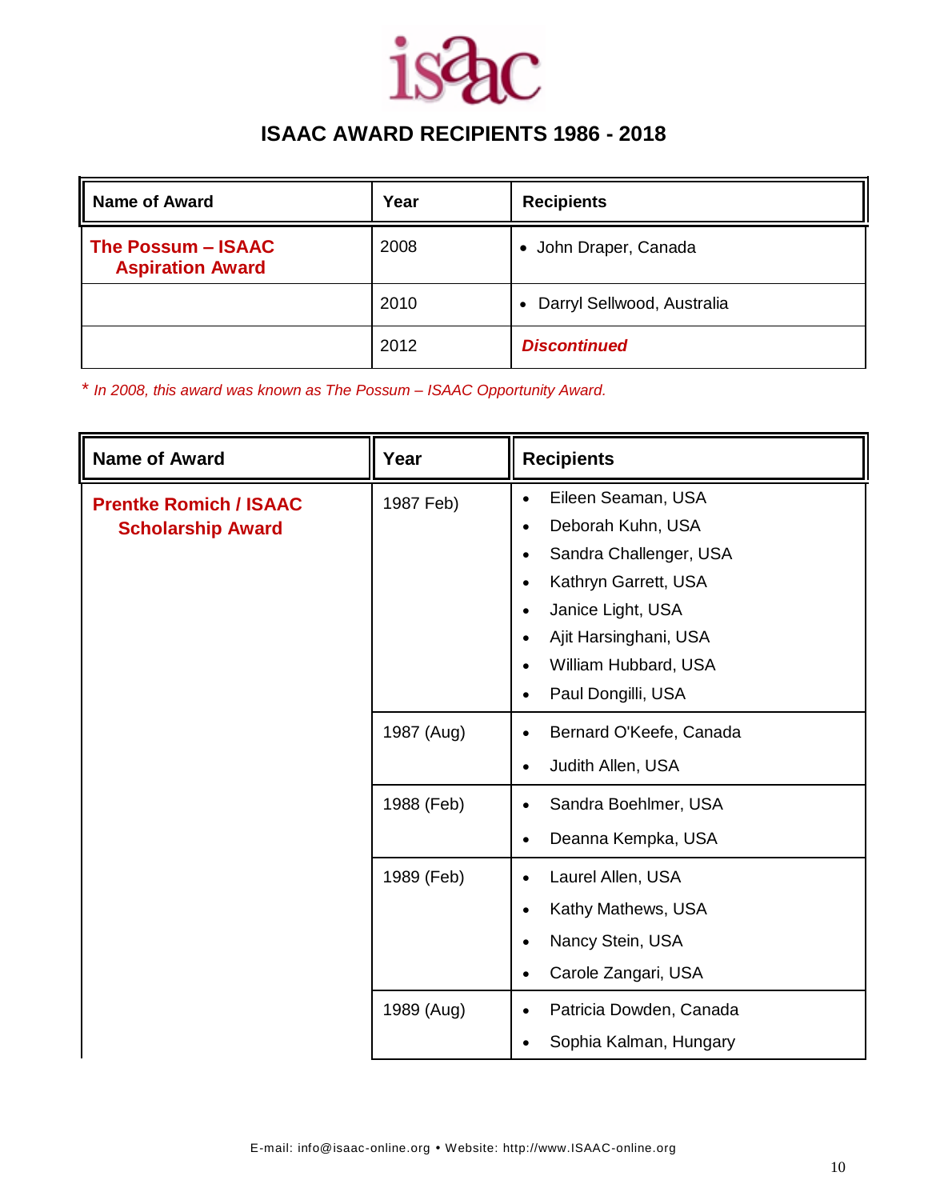# ISAAC AWARD RECIPIENTS 1986 - 2018

| Name of Award | Year | Recipients |
| --- | --- | --- |
| **The Possum – ISAAC Aspiration Award** | 2008 | • John Draper, Canada |
| | 2010 | • Darryl Sellwood, Australia |
| | 2012 | ***Discontinued*** |

\* *In 2008, this award was known as The Possum – ISAAC Opportunity Award.*

| Name of Award | Year | Recipients |
| --- | --- | --- |
| **Prentke Romich / ISAAC Scholarship Award** | 1987 Feb) | • Eileen Seaman, USA<br>• Deborah Kuhn, USA<br>• Sandra Challenger, USA<br>• Kathryn Garrett, USA<br>• Janice Light, USA<br>• Ajit Harsinghani, USA<br>• William Hubbard, USA<br>• Paul Dongilli, USA |
| | 1987 (Aug) | • Bernard O'Keefe, Canada<br>• Judith Allen, USA |
| | 1988 (Feb) | • Sandra Boehlmer, USA<br>• Deanna Kempka, USA |
| | 1989 (Feb) | • Laurel Allen, USA<br>• Kathy Mathews, USA<br>• Nancy Stein, USA<br>• Carole Zangari, USA |
| | 1989 (Aug) | • Patricia Dowden, Canada<br>• Sophia Kalman, Hungary |

E-mail: info@isaac-online.org • Website: http://www.ISAAC-online.org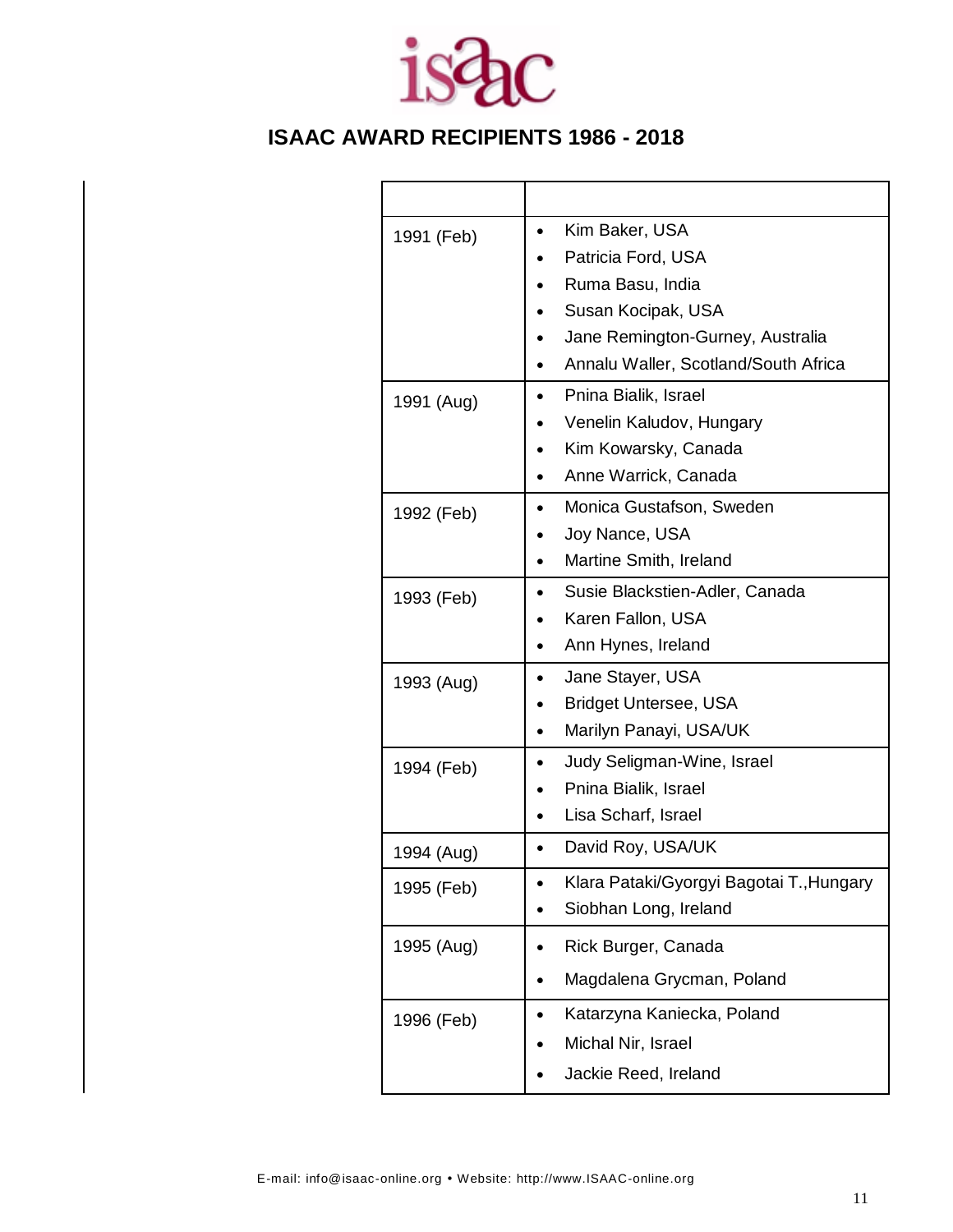# ISAAC AWARD RECIPIENTS 1986 - 2018

| | |
|---|---|
| 1991 (Feb) | • Kim Baker, USA<br>• Patricia Ford, USA<br>• Ruma Basu, India<br>• Susan Kocipak, USA<br>• Jane Remington-Gurney, Australia<br>• Annalu Waller, Scotland/South Africa |
| 1991 (Aug) | • Pnina Bialik, Israel<br>• Venelin Kaludov, Hungary<br>• Kim Kowarsky, Canada<br>• Anne Warrick, Canada |
| 1992 (Feb) | • Monica Gustafson, Sweden<br>• Joy Nance, USA<br>• Martine Smith, Ireland |
| 1993 (Feb) | • Susie Blackstien-Adler, Canada<br>• Karen Fallon, USA<br>• Ann Hynes, Ireland |
| 1993 (Aug) | • Jane Stayer, USA<br>• Bridget Untersee, USA<br>• Marilyn Panayi, USA/UK |
| 1994 (Feb) | • Judy Seligman-Wine, Israel<br>• Pnina Bialik, Israel<br>• Lisa Scharf, Israel |
| 1994 (Aug) | • David Roy, USA/UK |
| 1995 (Feb) | • Klara Pataki/Gyorgyi Bagotai T.,Hungary<br>• Siobhan Long, Ireland |
| 1995 (Aug) | • Rick Burger, Canada<br>• Magdalena Grycman, Poland |
| 1996 (Feb) | • Katarzyna Kaniecka, Poland<br>• Michal Nir, Israel<br>• Jackie Reed, Ireland |

E-mail: info@isaac-online.org • Website: http://www.ISAAC-online.org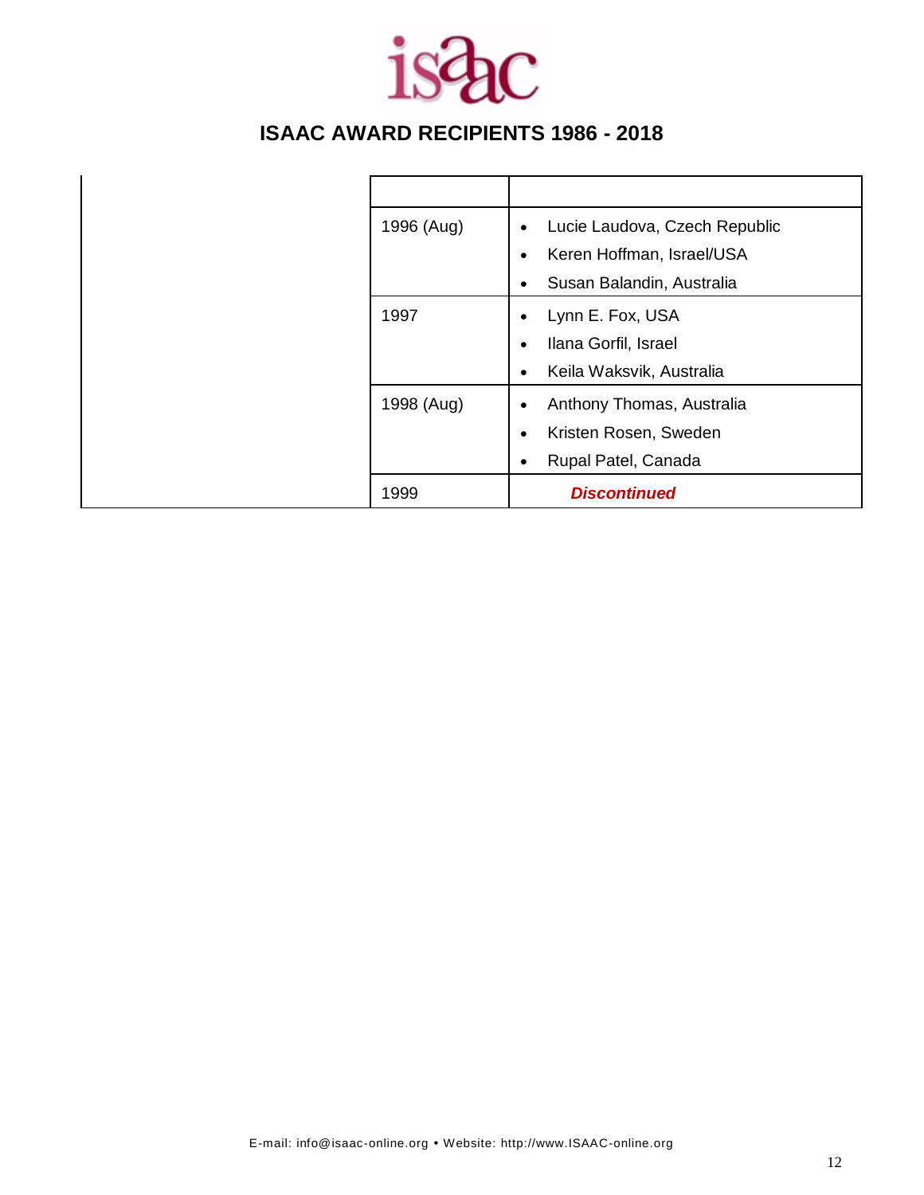# ISAAC AWARD RECIPIENTS 1986 - 2018

| | | |
|---|---|---|
| | | |
| | 1996 (Aug) | • Lucie Laudova, Czech Republic<br>• Keren Hoffman, Israel/USA<br>• Susan Balandin, Australia |
| | 1997 | • Lynn E. Fox, USA<br>• Ilana Gorfil, Israel<br>• Keila Waksvik, Australia |
| | 1998 (Aug) | • Anthony Thomas, Australia<br>• Kristen Rosen, Sweden<br>• Rupal Patel, Canada |
| | 1999 | ***Discontinued*** |

E-mail: info@isaac-online.org • Website: http://www.ISAAC-online.org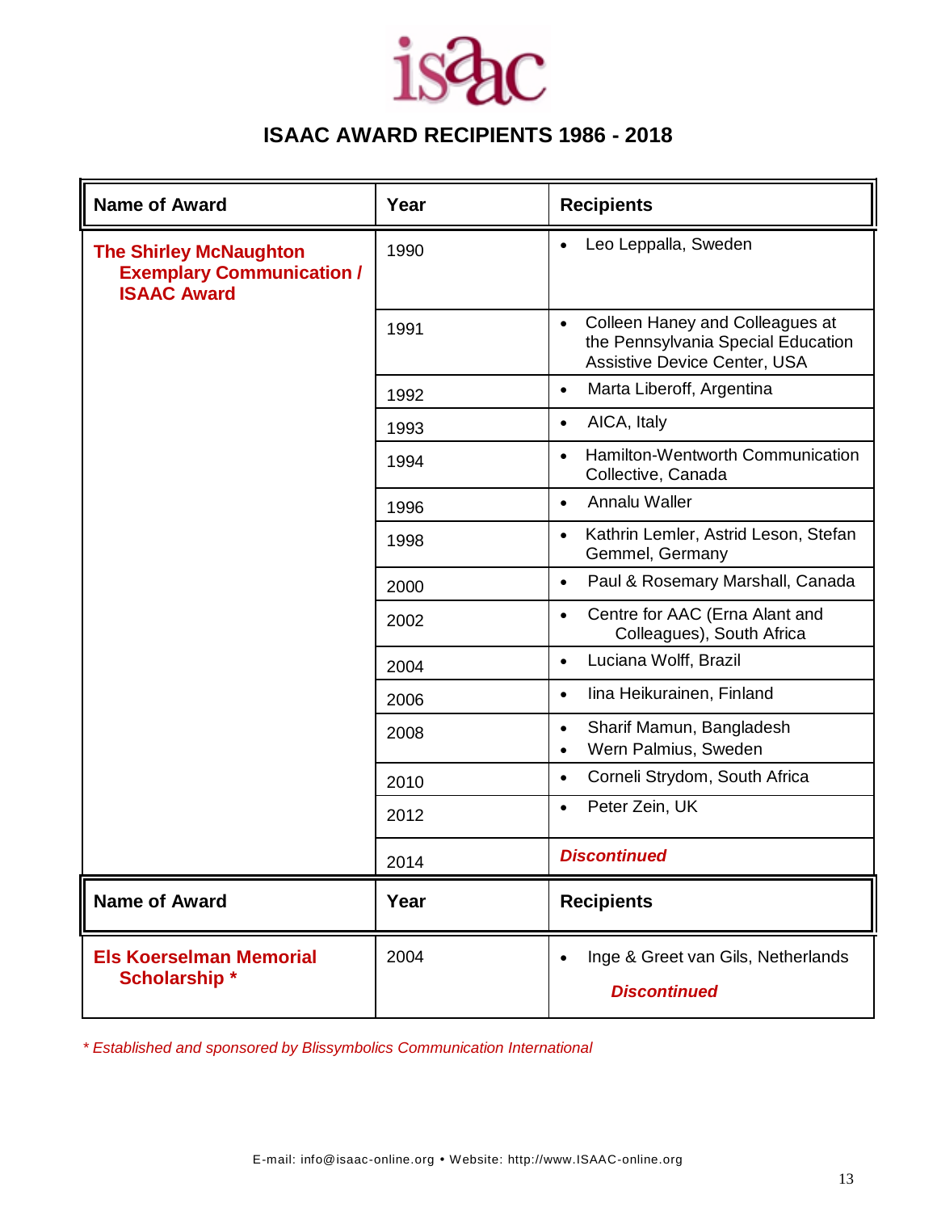# ISAAC AWARD RECIPIENTS 1986 - 2018

| Name of Award | Year | Recipients |
|---|---|---|
| **The Shirley McNaughton Exemplary Communication / ISAAC Award** | 1990 | • Leo Leppalla, Sweden |
| | 1991 | • Colleen Haney and Colleagues at the Pennsylvania Special Education Assistive Device Center, USA |
| | 1992 | • Marta Liberoff, Argentina |
| | 1993 | • AICA, Italy |
| | 1994 | • Hamilton-Wentworth Communication Collective, Canada |
| | 1996 | • Annalu Waller |
| | 1998 | • Kathrin Lemler, Astrid Leson, Stefan Gemmel, Germany |
| | 2000 | • Paul & Rosemary Marshall, Canada |
| | 2002 | • Centre for AAC (Erna Alant and Colleagues), South Africa |
| | 2004 | • Luciana Wolff, Brazil |
| | 2006 | • Iina Heikurainen, Finland |
| | 2008 | • Sharif Mamun, Bangladesh<br>• Wern Palmius, Sweden |
| | 2010 | • Corneli Strydom, South Africa |
| | 2012 | • Peter Zein, UK |
| | 2014 | ***Discontinued*** |

| Name of Award | Year | Recipients |
|---|---|---|
| **Els Koerselman Memorial Scholarship *** | 2004 | • Inge & Greet van Gils, Netherlands<br>***Discontinued*** |

*\* Established and sponsored by Blissymbolics Communication International*

E-mail: info@isaac-online.org • Website: http://www.ISAAC-online.org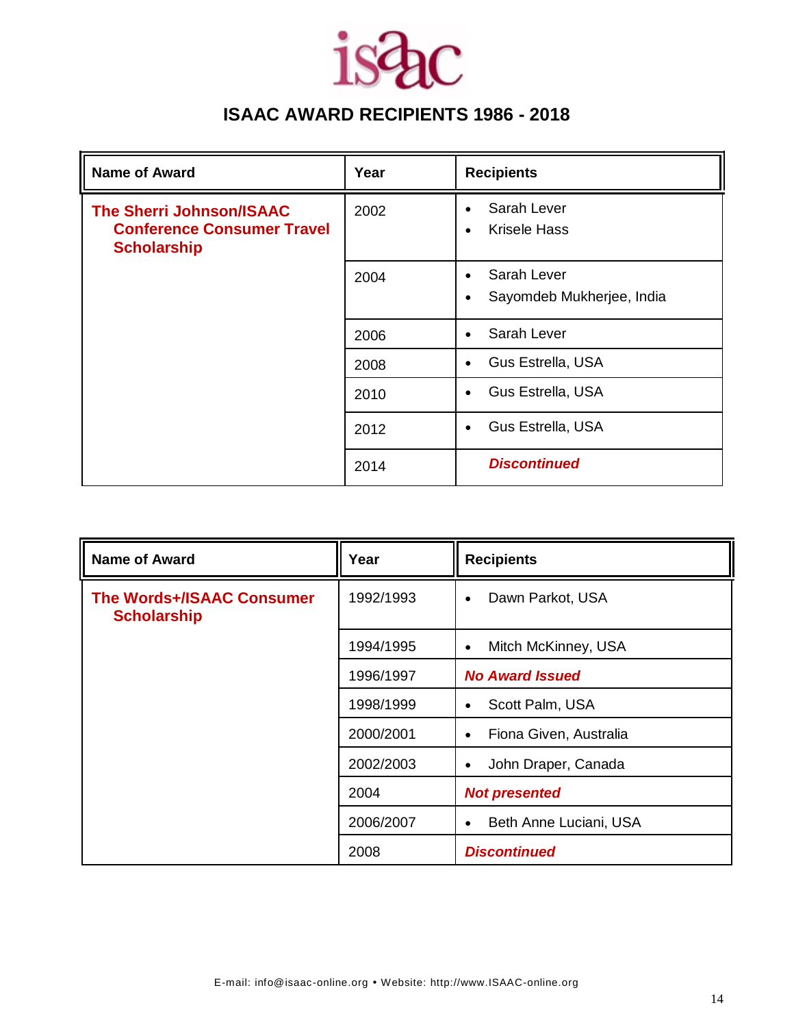# ISAAC AWARD RECIPIENTS 1986 - 2018

| Name of Award | Year | Recipients |
|---|---|---|
| **The Sherri Johnson/ISAAC Conference Consumer Travel Scholarship** | 2002 | • Sarah Lever<br>• Krisele Hass |
| | 2004 | • Sarah Lever<br>• Sayomdeb Mukherjee, India |
| | 2006 | • Sarah Lever |
| | 2008 | • Gus Estrella, USA |
| | 2010 | • Gus Estrella, USA |
| | 2012 | • Gus Estrella, USA |
| | 2014 | ***Discontinued*** |

| Name of Award | Year | Recipients |
|---|---|---|
| **The Words+/ISAAC Consumer Scholarship** | 1992/1993 | • Dawn Parkot, USA |
| | 1994/1995 | • Mitch McKinney, USA |
| | 1996/1997 | ***No Award Issued*** |
| | 1998/1999 | • Scott Palm, USA |
| | 2000/2001 | • Fiona Given, Australia |
| | 2002/2003 | • John Draper, Canada |
| | 2004 | ***Not presented*** |
| | 2006/2007 | • Beth Anne Luciani, USA |
| | 2008 | ***Discontinued*** |

E-mail: info@isaac-online.org • Website: http://www.ISAAC-online.org